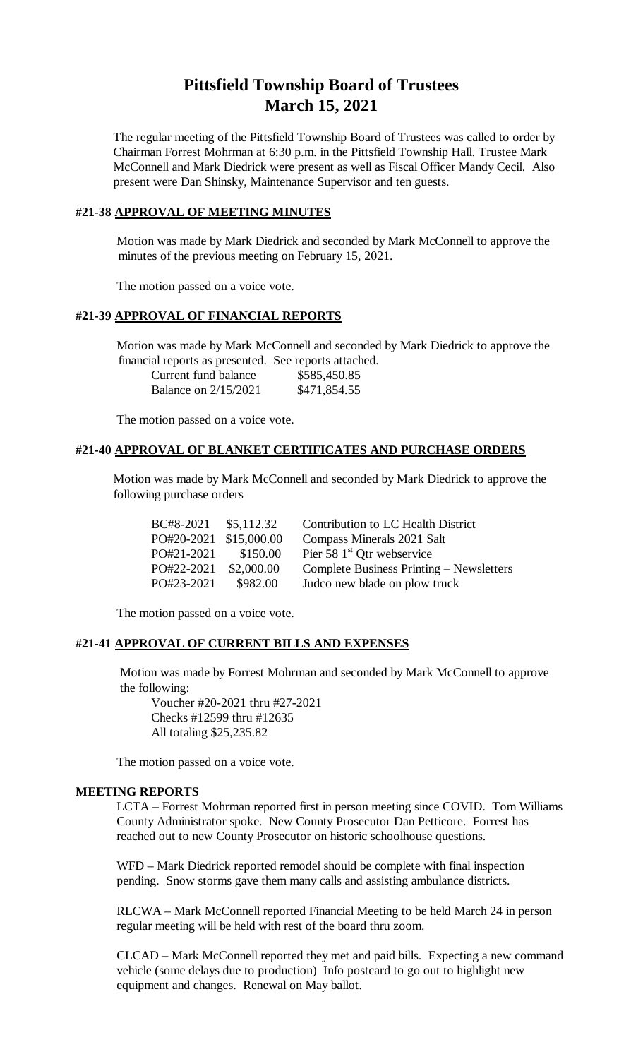# Pittsfield Township Board of Trustees
# March 15, 2021

The regular meeting of the Pittsfield Township Board of Trustees was called to order by Chairman Forrest Mohrman at 6:30 p.m. in the Pittsfield Township Hall. Trustee Mark McConnell and Mark Diedrick were present as well as Fiscal Officer Mandy Cecil. Also present were Dan Shinsky, Maintenance Supervisor and ten guests.

## #21-38 APPROVAL OF MEETING MINUTES

Motion was made by Mark Diedrick and seconded by Mark McConnell to approve the minutes of the previous meeting on February 15, 2021.

The motion passed on a voice vote.

## #21-39 APPROVAL OF FINANCIAL REPORTS

Motion was made by Mark McConnell and seconded by Mark Diedrick to approve the financial reports as presented. See reports attached.

| | |
|---|---|
| Current fund balance | $585,450.85 |
| Balance on 2/15/2021 | $471,854.55 |

The motion passed on a voice vote.

## #21-40 APPROVAL OF BLANKET CERTIFICATES AND PURCHASE ORDERS

Motion was made by Mark McConnell and seconded by Mark Diedrick to approve the following purchase orders

| | | |
|---|---|---|
| BC#8-2021 | $5,112.32 | Contribution to LC Health District |
| PO#20-2021 | $15,000.00 | Compass Minerals 2021 Salt |
| PO#21-2021 | $150.00 | Pier 58 1st Qtr webservice |
| PO#22-2021 | $2,000.00 | Complete Business Printing – Newsletters |
| PO#23-2021 | $982.00 | Judco new blade on plow truck |

The motion passed on a voice vote.

## #21-41 APPROVAL OF CURRENT BILLS AND EXPENSES

Motion was made by Forrest Mohrman and seconded by Mark McConnell to approve the following:

Voucher #20-2021 thru #27-2021
Checks #12599 thru #12635
All totaling $25,235.82

The motion passed on a voice vote.

## MEETING REPORTS

LCTA – Forrest Mohrman reported first in person meeting since COVID. Tom Williams County Administrator spoke. New County Prosecutor Dan Petticore. Forrest has reached out to new County Prosecutor on historic schoolhouse questions.

WFD – Mark Diedrick reported remodel should be complete with final inspection pending. Snow storms gave them many calls and assisting ambulance districts.

RLCWA – Mark McConnell reported Financial Meeting to be held March 24 in person regular meeting will be held with rest of the board thru zoom.

CLCAD – Mark McConnell reported they met and paid bills. Expecting a new command vehicle (some delays due to production) Info postcard to go out to highlight new equipment and changes. Renewal on May ballot.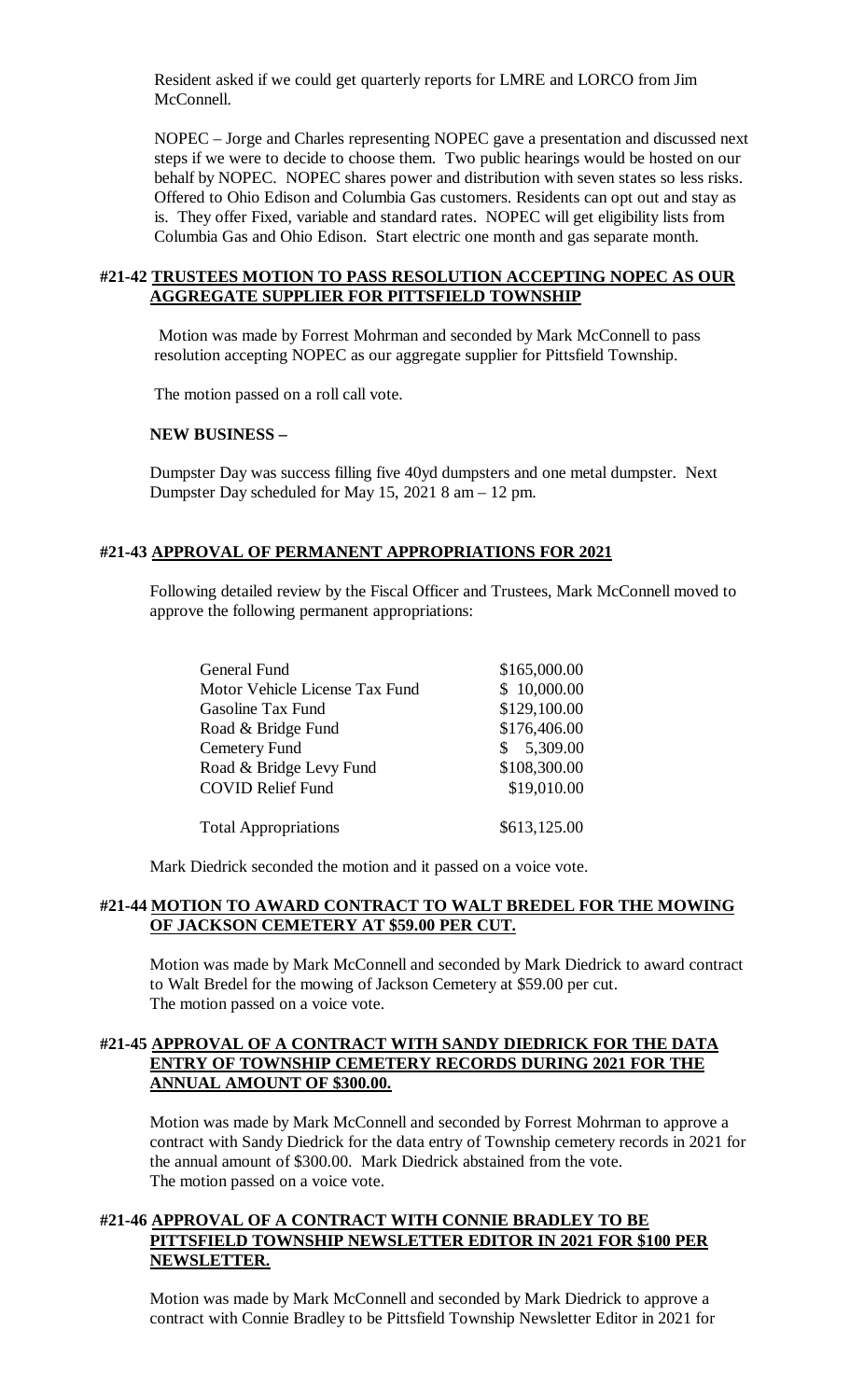Resident asked if we could get quarterly reports for LMRE and LORCO from Jim McConnell.

NOPEC – Jorge and Charles representing NOPEC gave a presentation and discussed next steps if we were to decide to choose them. Two public hearings would be hosted on our behalf by NOPEC. NOPEC shares power and distribution with seven states so less risks. Offered to Ohio Edison and Columbia Gas customers. Residents can opt out and stay as is. They offer Fixed, variable and standard rates. NOPEC will get eligibility lists from Columbia Gas and Ohio Edison. Start electric one month and gas separate month.

**#21-42 TRUSTEES MOTION TO PASS RESOLUTION ACCEPTING NOPEC AS OUR AGGREGATE SUPPLIER FOR PITTSFIELD TOWNSHIP**

Motion was made by Forrest Mohrman and seconded by Mark McConnell to pass resolution accepting NOPEC as our aggregate supplier for Pittsfield Township.

The motion passed on a roll call vote.

**NEW BUSINESS –**

Dumpster Day was success filling five 40yd dumpsters and one metal dumpster. Next Dumpster Day scheduled for May 15, 2021 8 am – 12 pm.

**#21-43 APPROVAL OF PERMANENT APPROPRIATIONS FOR 2021**

Following detailed review by the Fiscal Officer and Trustees, Mark McConnell moved to approve the following permanent appropriations:

| | |
|---|---|
| General Fund | $165,000.00 |
| Motor Vehicle License Tax Fund | $ 10,000.00 |
| Gasoline Tax Fund | $129,100.00 |
| Road & Bridge Fund | $176,406.00 |
| Cemetery Fund | $ 5,309.00 |
| Road & Bridge Levy Fund | $108,300.00 |
| COVID Relief Fund | $19,010.00 |
| Total Appropriations | $613,125.00 |

Mark Diedrick seconded the motion and it passed on a voice vote.

**#21-44 MOTION TO AWARD CONTRACT TO WALT BREDEL FOR THE MOWING OF JACKSON CEMETERY AT $59.00 PER CUT.**

Motion was made by Mark McConnell and seconded by Mark Diedrick to award contract to Walt Bredel for the mowing of Jackson Cemetery at $59.00 per cut.
The motion passed on a voice vote.

**#21-45 APPROVAL OF A CONTRACT WITH SANDY DIEDRICK FOR THE DATA ENTRY OF TOWNSHIP CEMETERY RECORDS DURING 2021 FOR THE ANNUAL AMOUNT OF $300.00.**

Motion was made by Mark McConnell and seconded by Forrest Mohrman to approve a contract with Sandy Diedrick for the data entry of Township cemetery records in 2021 for the annual amount of $300.00. Mark Diedrick abstained from the vote.
The motion passed on a voice vote.

**#21-46 APPROVAL OF A CONTRACT WITH CONNIE BRADLEY TO BE PITTSFIELD TOWNSHIP NEWSLETTER EDITOR IN 2021 FOR $100 PER NEWSLETTER.**

Motion was made by Mark McConnell and seconded by Mark Diedrick to approve a contract with Connie Bradley to be Pittsfield Township Newsletter Editor in 2021 for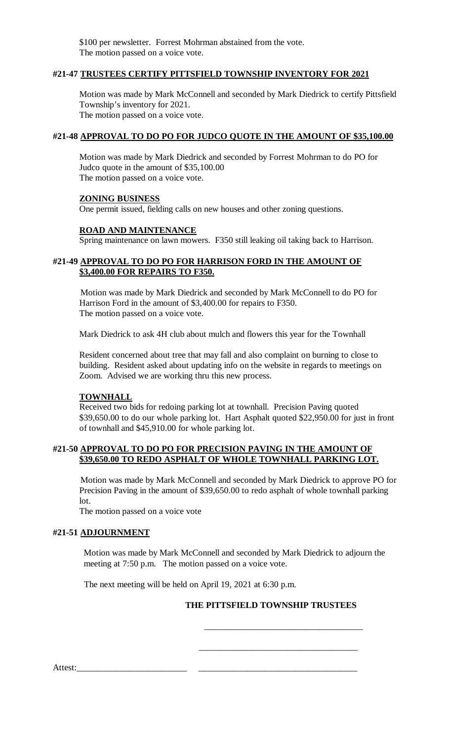$100 per newsletter. Forrest Mohrman abstained from the vote.
The motion passed on a voice vote.

### #21-47 TRUSTEES CERTIFY PITTSFIELD TOWNSHIP INVENTORY FOR 2021

Motion was made by Mark McConnell and seconded by Mark Diedrick to certify Pittsfield Township's inventory for 2021.
The motion passed on a voice vote.

### #21-48 APPROVAL TO DO PO FOR JUDCO QUOTE IN THE AMOUNT OF $35,100.00

Motion was made by Mark Diedrick and seconded by Forrest Mohrman to do PO for Judco quote in the amount of $35,100.00
The motion passed on a voice vote.

**ZONING BUSINESS**

One permit issued, fielding calls on new houses and other zoning questions.

**ROAD AND MAINTENANCE**

Spring maintenance on lawn mowers. F350 still leaking oil taking back to Harrison.

### #21-49 APPROVAL TO DO PO FOR HARRISON FORD IN THE AMOUNT OF $3,400.00 FOR REPAIRS TO F350.

Motion was made by Mark Diedrick and seconded by Mark McConnell to do PO for Harrison Ford in the amount of $3,400.00 for repairs to F350.
The motion passed on a voice vote.

Mark Diedrick to ask 4H club about mulch and flowers this year for the Townhall

Resident concerned about tree that may fall and also complaint on burning to close to building. Resident asked about updating info on the website in regards to meetings on Zoom. Advised we are working thru this new process.

**TOWNHALL**

Received two bids for redoing parking lot at townhall. Precision Paving quoted $39,650.00 to do our whole parking lot. Hart Asphalt quoted $22,950.00 for just in front of townhall and $45,910.00 for whole parking lot.

### #21-50 APPROVAL TO DO PO FOR PRECISION PAVING IN THE AMOUNT OF $39,650.00 TO REDO ASPHALT OF WHOLE TOWNHALL PARKING LOT.

Motion was made by Mark McConnell and seconded by Mark Diedrick to approve PO for Precision Paving in the amount of $39,650.00 to redo asphalt of whole townhall parking lot.
The motion passed on a voice vote

### #21-51 ADJOURNMENT

Motion was made by Mark McConnell and seconded by Mark Diedrick to adjourn the meeting at 7:50 p.m. The motion passed on a voice vote.

The next meeting will be held on April 19, 2021 at 6:30 p.m.

**THE PITTSFIELD TOWNSHIP TRUSTEES**

\_\_\_\_\_\_\_\_\_\_\_\_\_\_\_\_\_\_\_\_\_\_\_\_\_\_\_\_\_\_\_\_\_\_\_\_

\_\_\_\_\_\_\_\_\_\_\_\_\_\_\_\_\_\_\_\_\_\_\_\_\_\_\_\_\_\_\_\_\_\_\_\_

Attest:\_\_\_\_\_\_\_\_\_\_\_\_\_\_\_\_\_\_\_\_\_\_\_\_\_\_ \_\_\_\_\_\_\_\_\_\_\_\_\_\_\_\_\_\_\_\_\_\_\_\_\_\_\_\_\_\_\_\_\_\_\_\_